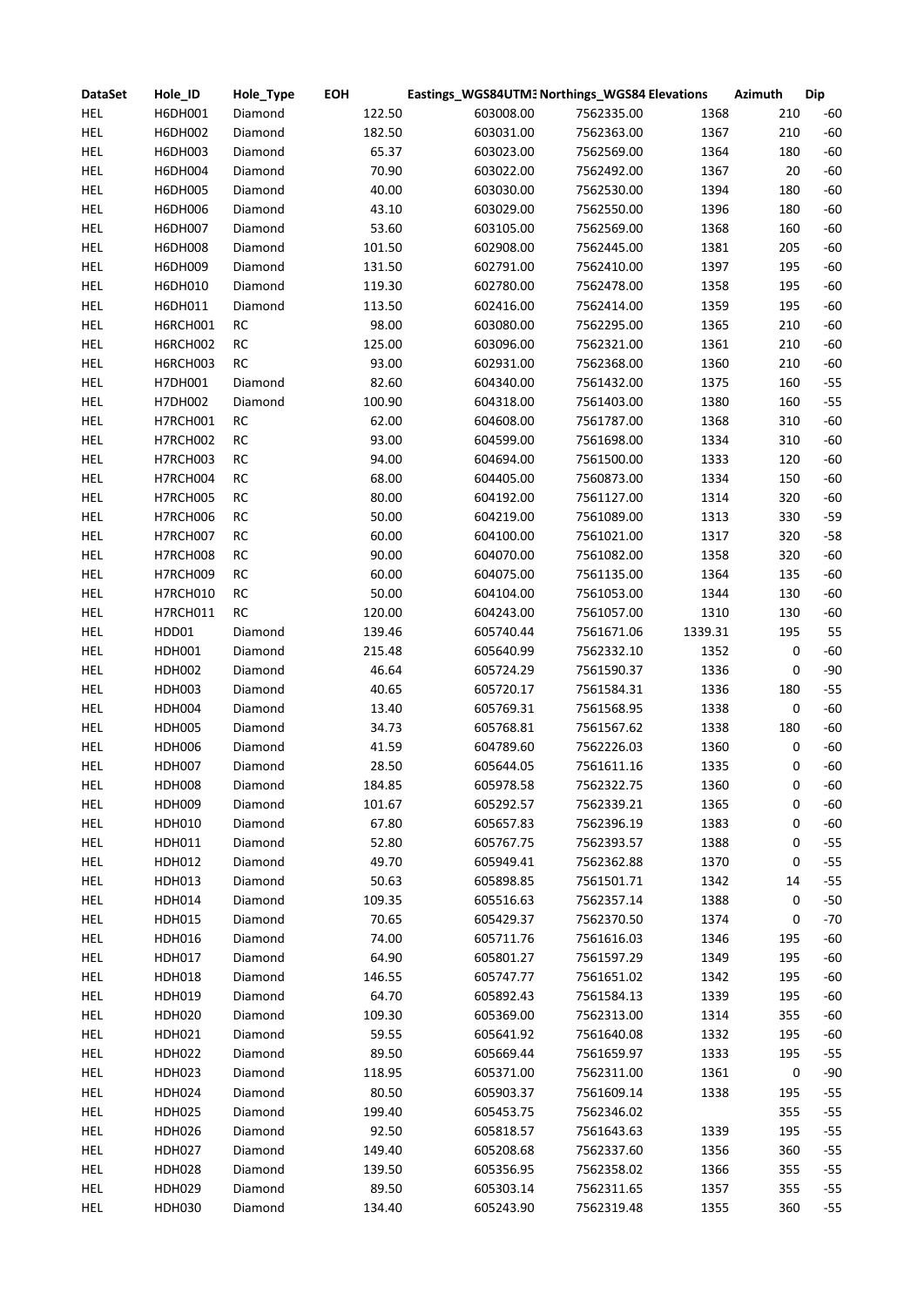| DataSet | Hole_ID | Hole_Type | EOH | Eastings_WGS84UTM3 | Northings_WGS84 | Elevations | Azimuth | Dip |
|---|---|---|---|---|---|---|---|---|
| HEL | H6DH001 | Diamond | 122.50 | 603008.00 | 7562335.00 | 1368 | 210 | -60 |
| HEL | H6DH002 | Diamond | 182.50 | 603031.00 | 7562363.00 | 1367 | 210 | -60 |
| HEL | H6DH003 | Diamond | 65.37 | 603023.00 | 7562569.00 | 1364 | 180 | -60 |
| HEL | H6DH004 | Diamond | 70.90 | 603022.00 | 7562492.00 | 1367 | 20 | -60 |
| HEL | H6DH005 | Diamond | 40.00 | 603030.00 | 7562530.00 | 1394 | 180 | -60 |
| HEL | H6DH006 | Diamond | 43.10 | 603029.00 | 7562550.00 | 1396 | 180 | -60 |
| HEL | H6DH007 | Diamond | 53.60 | 603105.00 | 7562569.00 | 1368 | 160 | -60 |
| HEL | H6DH008 | Diamond | 101.50 | 602908.00 | 7562445.00 | 1381 | 205 | -60 |
| HEL | H6DH009 | Diamond | 131.50 | 602791.00 | 7562410.00 | 1397 | 195 | -60 |
| HEL | H6DH010 | Diamond | 119.30 | 602780.00 | 7562478.00 | 1358 | 195 | -60 |
| HEL | H6DH011 | Diamond | 113.50 | 602416.00 | 7562414.00 | 1359 | 195 | -60 |
| HEL | H6RCH001 | RC | 98.00 | 603080.00 | 7562295.00 | 1365 | 210 | -60 |
| HEL | H6RCH002 | RC | 125.00 | 603096.00 | 7562321.00 | 1361 | 210 | -60 |
| HEL | H6RCH003 | RC | 93.00 | 602931.00 | 7562368.00 | 1360 | 210 | -60 |
| HEL | H7DH001 | Diamond | 82.60 | 604340.00 | 7561432.00 | 1375 | 160 | -55 |
| HEL | H7DH002 | Diamond | 100.90 | 604318.00 | 7561403.00 | 1380 | 160 | -55 |
| HEL | H7RCH001 | RC | 62.00 | 604608.00 | 7561787.00 | 1368 | 310 | -60 |
| HEL | H7RCH002 | RC | 93.00 | 604599.00 | 7561698.00 | 1334 | 310 | -60 |
| HEL | H7RCH003 | RC | 94.00 | 604694.00 | 7561500.00 | 1333 | 120 | -60 |
| HEL | H7RCH004 | RC | 68.00 | 604405.00 | 7560873.00 | 1334 | 150 | -60 |
| HEL | H7RCH005 | RC | 80.00 | 604192.00 | 7561127.00 | 1314 | 320 | -60 |
| HEL | H7RCH006 | RC | 50.00 | 604219.00 | 7561089.00 | 1313 | 330 | -59 |
| HEL | H7RCH007 | RC | 60.00 | 604100.00 | 7561021.00 | 1317 | 320 | -58 |
| HEL | H7RCH008 | RC | 90.00 | 604070.00 | 7561082.00 | 1358 | 320 | -60 |
| HEL | H7RCH009 | RC | 60.00 | 604075.00 | 7561135.00 | 1364 | 135 | -60 |
| HEL | H7RCH010 | RC | 50.00 | 604104.00 | 7561053.00 | 1344 | 130 | -60 |
| HEL | H7RCH011 | RC | 120.00 | 604243.00 | 7561057.00 | 1310 | 130 | -60 |
| HEL | HDD01 | Diamond | 139.46 | 605740.44 | 7561671.06 | 1339.31 | 195 | 55 |
| HEL | HDH001 | Diamond | 215.48 | 605640.99 | 7562332.10 | 1352 | 0 | -60 |
| HEL | HDH002 | Diamond | 46.64 | 605724.29 | 7561590.37 | 1336 | 0 | -90 |
| HEL | HDH003 | Diamond | 40.65 | 605720.17 | 7561584.31 | 1336 | 180 | -55 |
| HEL | HDH004 | Diamond | 13.40 | 605769.31 | 7561568.95 | 1338 | 0 | -60 |
| HEL | HDH005 | Diamond | 34.73 | 605768.81 | 7561567.62 | 1338 | 180 | -60 |
| HEL | HDH006 | Diamond | 41.59 | 604789.60 | 7562226.03 | 1360 | 0 | -60 |
| HEL | HDH007 | Diamond | 28.50 | 605644.05 | 7561611.16 | 1335 | 0 | -60 |
| HEL | HDH008 | Diamond | 184.85 | 605978.58 | 7562322.75 | 1360 | 0 | -60 |
| HEL | HDH009 | Diamond | 101.67 | 605292.57 | 7562339.21 | 1365 | 0 | -60 |
| HEL | HDH010 | Diamond | 67.80 | 605657.83 | 7562396.19 | 1383 | 0 | -60 |
| HEL | HDH011 | Diamond | 52.80 | 605767.75 | 7562393.57 | 1388 | 0 | -55 |
| HEL | HDH012 | Diamond | 49.70 | 605949.41 | 7562362.88 | 1370 | 0 | -55 |
| HEL | HDH013 | Diamond | 50.63 | 605898.85 | 7561501.71 | 1342 | 14 | -55 |
| HEL | HDH014 | Diamond | 109.35 | 605516.63 | 7562357.14 | 1388 | 0 | -50 |
| HEL | HDH015 | Diamond | 70.65 | 605429.37 | 7562370.50 | 1374 | 0 | -70 |
| HEL | HDH016 | Diamond | 74.00 | 605711.76 | 7561616.03 | 1346 | 195 | -60 |
| HEL | HDH017 | Diamond | 64.90 | 605801.27 | 7561597.29 | 1349 | 195 | -60 |
| HEL | HDH018 | Diamond | 146.55 | 605747.77 | 7561651.02 | 1342 | 195 | -60 |
| HEL | HDH019 | Diamond | 64.70 | 605892.43 | 7561584.13 | 1339 | 195 | -60 |
| HEL | HDH020 | Diamond | 109.30 | 605369.00 | 7562313.00 | 1314 | 355 | -60 |
| HEL | HDH021 | Diamond | 59.55 | 605641.92 | 7561640.08 | 1332 | 195 | -60 |
| HEL | HDH022 | Diamond | 89.50 | 605669.44 | 7561659.97 | 1333 | 195 | -55 |
| HEL | HDH023 | Diamond | 118.95 | 605371.00 | 7562311.00 | 1361 | 0 | -90 |
| HEL | HDH024 | Diamond | 80.50 | 605903.37 | 7561609.14 | 1338 | 195 | -55 |
| HEL | HDH025 | Diamond | 199.40 | 605453.75 | 7562346.02 | | 355 | -55 |
| HEL | HDH026 | Diamond | 92.50 | 605818.57 | 7561643.63 | 1339 | 195 | -55 |
| HEL | HDH027 | Diamond | 149.40 | 605208.68 | 7562337.60 | 1356 | 360 | -55 |
| HEL | HDH028 | Diamond | 139.50 | 605356.95 | 7562358.02 | 1366 | 355 | -55 |
| HEL | HDH029 | Diamond | 89.50 | 605303.14 | 7562311.65 | 1357 | 355 | -55 |
| HEL | HDH030 | Diamond | 134.40 | 605243.90 | 7562319.48 | 1355 | 360 | -55 |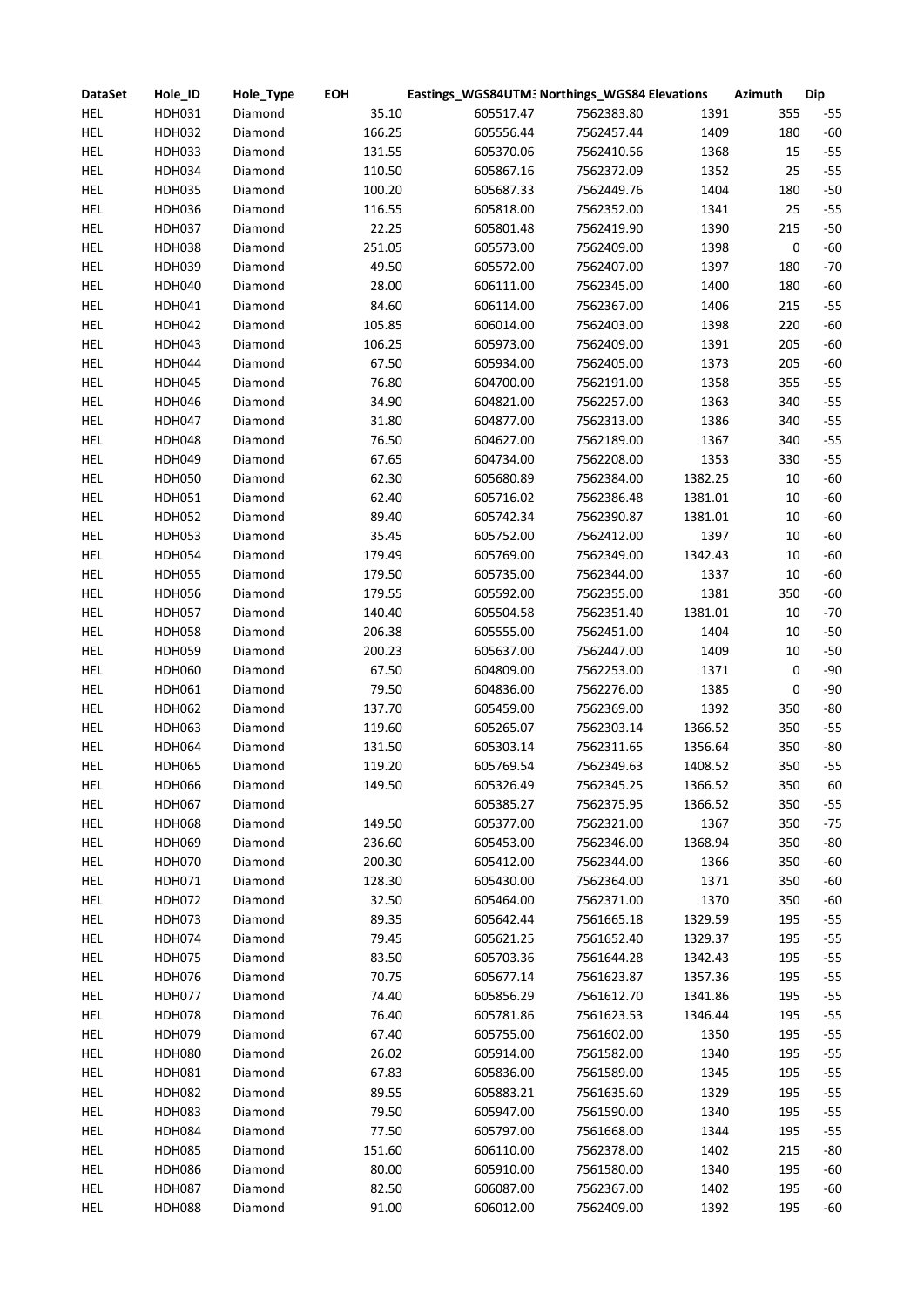| DataSet | Hole_ID | Hole_Type | EOH | Eastings_WGS84UTM3 | Northings_WGS84 | Elevations | Azimuth | Dip |
|---|---|---|---|---|---|---|---|---|
| HEL | HDH031 | Diamond | 35.10 | 605517.47 | 7562383.80 | 1391 | 355 | -55 |
| HEL | HDH032 | Diamond | 166.25 | 605556.44 | 7562457.44 | 1409 | 180 | -60 |
| HEL | HDH033 | Diamond | 131.55 | 605370.06 | 7562410.56 | 1368 | 15 | -55 |
| HEL | HDH034 | Diamond | 110.50 | 605867.16 | 7562372.09 | 1352 | 25 | -55 |
| HEL | HDH035 | Diamond | 100.20 | 605687.33 | 7562449.76 | 1404 | 180 | -50 |
| HEL | HDH036 | Diamond | 116.55 | 605818.00 | 7562352.00 | 1341 | 25 | -55 |
| HEL | HDH037 | Diamond | 22.25 | 605801.48 | 7562419.90 | 1390 | 215 | -50 |
| HEL | HDH038 | Diamond | 251.05 | 605573.00 | 7562409.00 | 1398 | 0 | -60 |
| HEL | HDH039 | Diamond | 49.50 | 605572.00 | 7562407.00 | 1397 | 180 | -70 |
| HEL | HDH040 | Diamond | 28.00 | 606111.00 | 7562345.00 | 1400 | 180 | -60 |
| HEL | HDH041 | Diamond | 84.60 | 606114.00 | 7562367.00 | 1406 | 215 | -55 |
| HEL | HDH042 | Diamond | 105.85 | 606014.00 | 7562403.00 | 1398 | 220 | -60 |
| HEL | HDH043 | Diamond | 106.25 | 605973.00 | 7562409.00 | 1391 | 205 | -60 |
| HEL | HDH044 | Diamond | 67.50 | 605934.00 | 7562405.00 | 1373 | 205 | -60 |
| HEL | HDH045 | Diamond | 76.80 | 604700.00 | 7562191.00 | 1358 | 355 | -55 |
| HEL | HDH046 | Diamond | 34.90 | 604821.00 | 7562257.00 | 1363 | 340 | -55 |
| HEL | HDH047 | Diamond | 31.80 | 604877.00 | 7562313.00 | 1386 | 340 | -55 |
| HEL | HDH048 | Diamond | 76.50 | 604627.00 | 7562189.00 | 1367 | 340 | -55 |
| HEL | HDH049 | Diamond | 67.65 | 604734.00 | 7562208.00 | 1353 | 330 | -55 |
| HEL | HDH050 | Diamond | 62.30 | 605680.89 | 7562384.00 | 1382.25 | 10 | -60 |
| HEL | HDH051 | Diamond | 62.40 | 605716.02 | 7562386.48 | 1381.01 | 10 | -60 |
| HEL | HDH052 | Diamond | 89.40 | 605742.34 | 7562390.87 | 1381.01 | 10 | -60 |
| HEL | HDH053 | Diamond | 35.45 | 605752.00 | 7562412.00 | 1397 | 10 | -60 |
| HEL | HDH054 | Diamond | 179.49 | 605769.00 | 7562349.00 | 1342.43 | 10 | -60 |
| HEL | HDH055 | Diamond | 179.50 | 605735.00 | 7562344.00 | 1337 | 10 | -60 |
| HEL | HDH056 | Diamond | 179.55 | 605592.00 | 7562355.00 | 1381 | 350 | -60 |
| HEL | HDH057 | Diamond | 140.40 | 605504.58 | 7562351.40 | 1381.01 | 10 | -70 |
| HEL | HDH058 | Diamond | 206.38 | 605555.00 | 7562451.00 | 1404 | 10 | -50 |
| HEL | HDH059 | Diamond | 200.23 | 605637.00 | 7562447.00 | 1409 | 10 | -50 |
| HEL | HDH060 | Diamond | 67.50 | 604809.00 | 7562253.00 | 1371 | 0 | -90 |
| HEL | HDH061 | Diamond | 79.50 | 604836.00 | 7562276.00 | 1385 | 0 | -90 |
| HEL | HDH062 | Diamond | 137.70 | 605459.00 | 7562369.00 | 1392 | 350 | -80 |
| HEL | HDH063 | Diamond | 119.60 | 605265.07 | 7562303.14 | 1366.52 | 350 | -55 |
| HEL | HDH064 | Diamond | 131.50 | 605303.14 | 7562311.65 | 1356.64 | 350 | -80 |
| HEL | HDH065 | Diamond | 119.20 | 605769.54 | 7562349.63 | 1408.52 | 350 | -55 |
| HEL | HDH066 | Diamond | 149.50 | 605326.49 | 7562345.25 | 1366.52 | 350 | 60 |
| HEL | HDH067 | Diamond | | 605385.27 | 7562375.95 | 1366.52 | 350 | -55 |
| HEL | HDH068 | Diamond | 149.50 | 605377.00 | 7562321.00 | 1367 | 350 | -75 |
| HEL | HDH069 | Diamond | 236.60 | 605453.00 | 7562346.00 | 1368.94 | 350 | -80 |
| HEL | HDH070 | Diamond | 200.30 | 605412.00 | 7562344.00 | 1366 | 350 | -60 |
| HEL | HDH071 | Diamond | 128.30 | 605430.00 | 7562364.00 | 1371 | 350 | -60 |
| HEL | HDH072 | Diamond | 32.50 | 605464.00 | 7562371.00 | 1370 | 350 | -60 |
| HEL | HDH073 | Diamond | 89.35 | 605642.44 | 7561665.18 | 1329.59 | 195 | -55 |
| HEL | HDH074 | Diamond | 79.45 | 605621.25 | 7561652.40 | 1329.37 | 195 | -55 |
| HEL | HDH075 | Diamond | 83.50 | 605703.36 | 7561644.28 | 1342.43 | 195 | -55 |
| HEL | HDH076 | Diamond | 70.75 | 605677.14 | 7561623.87 | 1357.36 | 195 | -55 |
| HEL | HDH077 | Diamond | 74.40 | 605856.29 | 7561612.70 | 1341.86 | 195 | -55 |
| HEL | HDH078 | Diamond | 76.40 | 605781.86 | 7561623.53 | 1346.44 | 195 | -55 |
| HEL | HDH079 | Diamond | 67.40 | 605755.00 | 7561602.00 | 1350 | 195 | -55 |
| HEL | HDH080 | Diamond | 26.02 | 605914.00 | 7561582.00 | 1340 | 195 | -55 |
| HEL | HDH081 | Diamond | 67.83 | 605836.00 | 7561589.00 | 1345 | 195 | -55 |
| HEL | HDH082 | Diamond | 89.55 | 605883.21 | 7561635.60 | 1329 | 195 | -55 |
| HEL | HDH083 | Diamond | 79.50 | 605947.00 | 7561590.00 | 1340 | 195 | -55 |
| HEL | HDH084 | Diamond | 77.50 | 605797.00 | 7561668.00 | 1344 | 195 | -55 |
| HEL | HDH085 | Diamond | 151.60 | 606110.00 | 7562378.00 | 1402 | 215 | -80 |
| HEL | HDH086 | Diamond | 80.00 | 605910.00 | 7561580.00 | 1340 | 195 | -60 |
| HEL | HDH087 | Diamond | 82.50 | 606087.00 | 7562367.00 | 1402 | 195 | -60 |
| HEL | HDH088 | Diamond | 91.00 | 606012.00 | 7562409.00 | 1392 | 195 | -60 |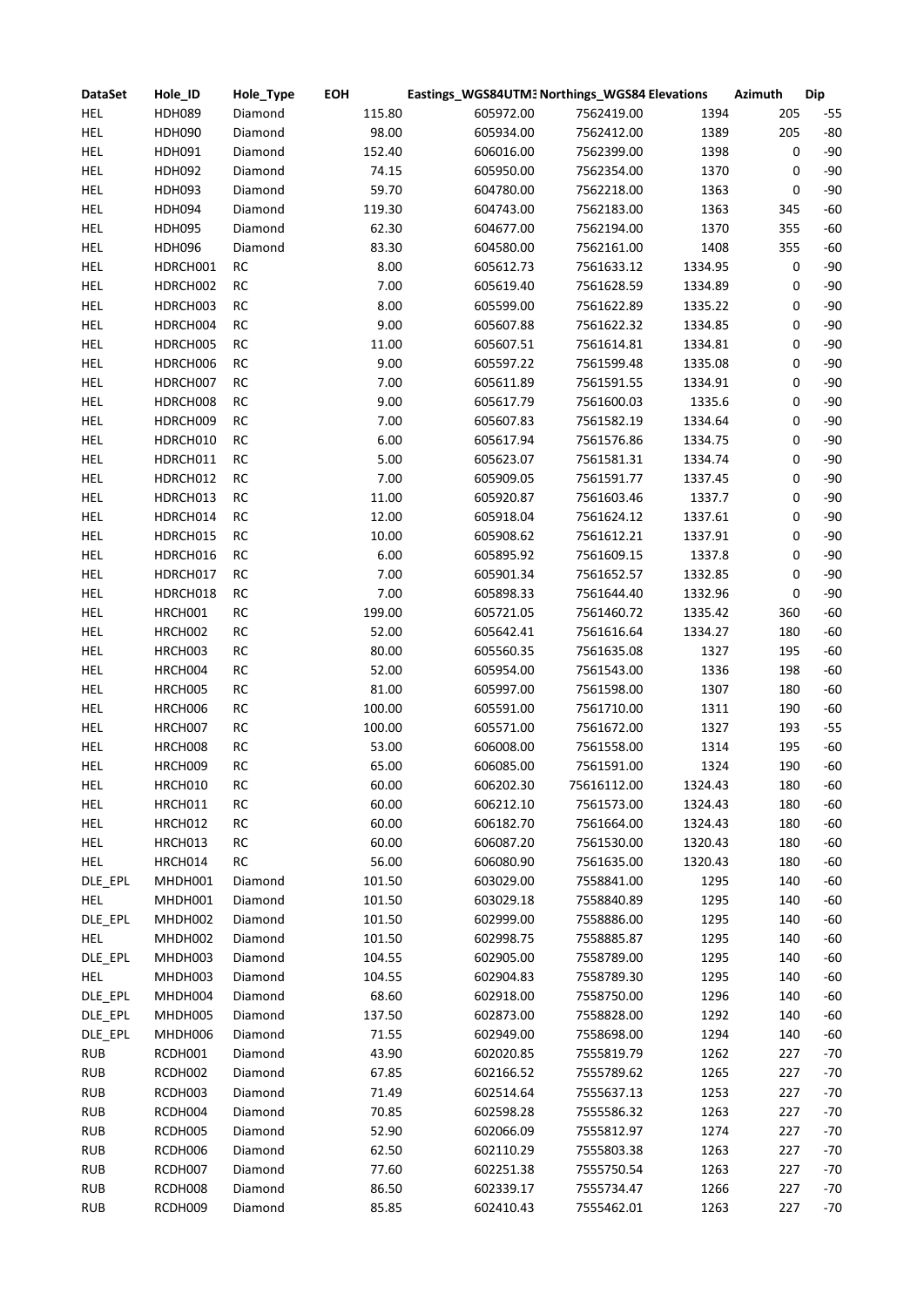| DataSet | Hole_ID | Hole_Type | EOH | Eastings_WGS84UTM3 | Northings_WGS84 | Elevations | Azimuth | Dip |
|---|---|---|---|---|---|---|---|---|
| HEL | HDH089 | Diamond | 115.80 | 605972.00 | 7562419.00 | 1394 | 205 | -55 |
| HEL | HDH090 | Diamond | 98.00 | 605934.00 | 7562412.00 | 1389 | 205 | -80 |
| HEL | HDH091 | Diamond | 152.40 | 606016.00 | 7562399.00 | 1398 | 0 | -90 |
| HEL | HDH092 | Diamond | 74.15 | 605950.00 | 7562354.00 | 1370 | 0 | -90 |
| HEL | HDH093 | Diamond | 59.70 | 604780.00 | 7562218.00 | 1363 | 0 | -90 |
| HEL | HDH094 | Diamond | 119.30 | 604743.00 | 7562183.00 | 1363 | 345 | -60 |
| HEL | HDH095 | Diamond | 62.30 | 604677.00 | 7562194.00 | 1370 | 355 | -60 |
| HEL | HDH096 | Diamond | 83.30 | 604580.00 | 7562161.00 | 1408 | 355 | -60 |
| HEL | HDRCH001 | RC | 8.00 | 605612.73 | 7561633.12 | 1334.95 | 0 | -90 |
| HEL | HDRCH002 | RC | 7.00 | 605619.40 | 7561628.59 | 1334.89 | 0 | -90 |
| HEL | HDRCH003 | RC | 8.00 | 605599.00 | 7561622.89 | 1335.22 | 0 | -90 |
| HEL | HDRCH004 | RC | 9.00 | 605607.88 | 7561622.32 | 1334.85 | 0 | -90 |
| HEL | HDRCH005 | RC | 11.00 | 605607.51 | 7561614.81 | 1334.81 | 0 | -90 |
| HEL | HDRCH006 | RC | 9.00 | 605597.22 | 7561599.48 | 1335.08 | 0 | -90 |
| HEL | HDRCH007 | RC | 7.00 | 605611.89 | 7561591.55 | 1334.91 | 0 | -90 |
| HEL | HDRCH008 | RC | 9.00 | 605617.79 | 7561600.03 | 1335.6 | 0 | -90 |
| HEL | HDRCH009 | RC | 7.00 | 605607.83 | 7561582.19 | 1334.64 | 0 | -90 |
| HEL | HDRCH010 | RC | 6.00 | 605617.94 | 7561576.86 | 1334.75 | 0 | -90 |
| HEL | HDRCH011 | RC | 5.00 | 605623.07 | 7561581.31 | 1334.74 | 0 | -90 |
| HEL | HDRCH012 | RC | 7.00 | 605909.05 | 7561591.77 | 1337.45 | 0 | -90 |
| HEL | HDRCH013 | RC | 11.00 | 605920.87 | 7561603.46 | 1337.7 | 0 | -90 |
| HEL | HDRCH014 | RC | 12.00 | 605918.04 | 7561624.12 | 1337.61 | 0 | -90 |
| HEL | HDRCH015 | RC | 10.00 | 605908.62 | 7561612.21 | 1337.91 | 0 | -90 |
| HEL | HDRCH016 | RC | 6.00 | 605895.92 | 7561609.15 | 1337.8 | 0 | -90 |
| HEL | HDRCH017 | RC | 7.00 | 605901.34 | 7561652.57 | 1332.85 | 0 | -90 |
| HEL | HDRCH018 | RC | 7.00 | 605898.33 | 7561644.40 | 1332.96 | 0 | -90 |
| HEL | HRCH001 | RC | 199.00 | 605721.05 | 7561460.72 | 1335.42 | 360 | -60 |
| HEL | HRCH002 | RC | 52.00 | 605642.41 | 7561616.64 | 1334.27 | 180 | -60 |
| HEL | HRCH003 | RC | 80.00 | 605560.35 | 7561635.08 | 1327 | 195 | -60 |
| HEL | HRCH004 | RC | 52.00 | 605954.00 | 7561543.00 | 1336 | 198 | -60 |
| HEL | HRCH005 | RC | 81.00 | 605997.00 | 7561598.00 | 1307 | 180 | -60 |
| HEL | HRCH006 | RC | 100.00 | 605591.00 | 7561710.00 | 1311 | 190 | -60 |
| HEL | HRCH007 | RC | 100.00 | 605571.00 | 7561672.00 | 1327 | 193 | -55 |
| HEL | HRCH008 | RC | 53.00 | 606008.00 | 7561558.00 | 1314 | 195 | -60 |
| HEL | HRCH009 | RC | 65.00 | 606085.00 | 7561591.00 | 1324 | 190 | -60 |
| HEL | HRCH010 | RC | 60.00 | 606202.30 | 75616112.00 | 1324.43 | 180 | -60 |
| HEL | HRCH011 | RC | 60.00 | 606212.10 | 7561573.00 | 1324.43 | 180 | -60 |
| HEL | HRCH012 | RC | 60.00 | 606182.70 | 7561664.00 | 1324.43 | 180 | -60 |
| HEL | HRCH013 | RC | 60.00 | 606087.20 | 7561530.00 | 1320.43 | 180 | -60 |
| HEL | HRCH014 | RC | 56.00 | 606080.90 | 7561635.00 | 1320.43 | 180 | -60 |
| DLE_EPL | MHDH001 | Diamond | 101.50 | 603029.00 | 7558841.00 | 1295 | 140 | -60 |
| HEL | MHDH001 | Diamond | 101.50 | 603029.18 | 7558840.89 | 1295 | 140 | -60 |
| DLE_EPL | MHDH002 | Diamond | 101.50 | 602999.00 | 7558886.00 | 1295 | 140 | -60 |
| HEL | MHDH002 | Diamond | 101.50 | 602998.75 | 7558885.87 | 1295 | 140 | -60 |
| DLE_EPL | MHDH003 | Diamond | 104.55 | 602905.00 | 7558789.00 | 1295 | 140 | -60 |
| HEL | MHDH003 | Diamond | 104.55 | 602904.83 | 7558789.30 | 1295 | 140 | -60 |
| DLE_EPL | MHDH004 | Diamond | 68.60 | 602918.00 | 7558750.00 | 1296 | 140 | -60 |
| DLE_EPL | MHDH005 | Diamond | 137.50 | 602873.00 | 7558828.00 | 1292 | 140 | -60 |
| DLE_EPL | MHDH006 | Diamond | 71.55 | 602949.00 | 7558698.00 | 1294 | 140 | -60 |
| RUB | RCDH001 | Diamond | 43.90 | 602020.85 | 7555819.79 | 1262 | 227 | -70 |
| RUB | RCDH002 | Diamond | 67.85 | 602166.52 | 7555789.62 | 1265 | 227 | -70 |
| RUB | RCDH003 | Diamond | 71.49 | 602514.64 | 7555637.13 | 1253 | 227 | -70 |
| RUB | RCDH004 | Diamond | 70.85 | 602598.28 | 7555586.32 | 1263 | 227 | -70 |
| RUB | RCDH005 | Diamond | 52.90 | 602066.09 | 7555812.97 | 1274 | 227 | -70 |
| RUB | RCDH006 | Diamond | 62.50 | 602110.29 | 7555803.38 | 1263 | 227 | -70 |
| RUB | RCDH007 | Diamond | 77.60 | 602251.38 | 7555750.54 | 1263 | 227 | -70 |
| RUB | RCDH008 | Diamond | 86.50 | 602339.17 | 7555734.47 | 1266 | 227 | -70 |
| RUB | RCDH009 | Diamond | 85.85 | 602410.43 | 7555462.01 | 1263 | 227 | -70 |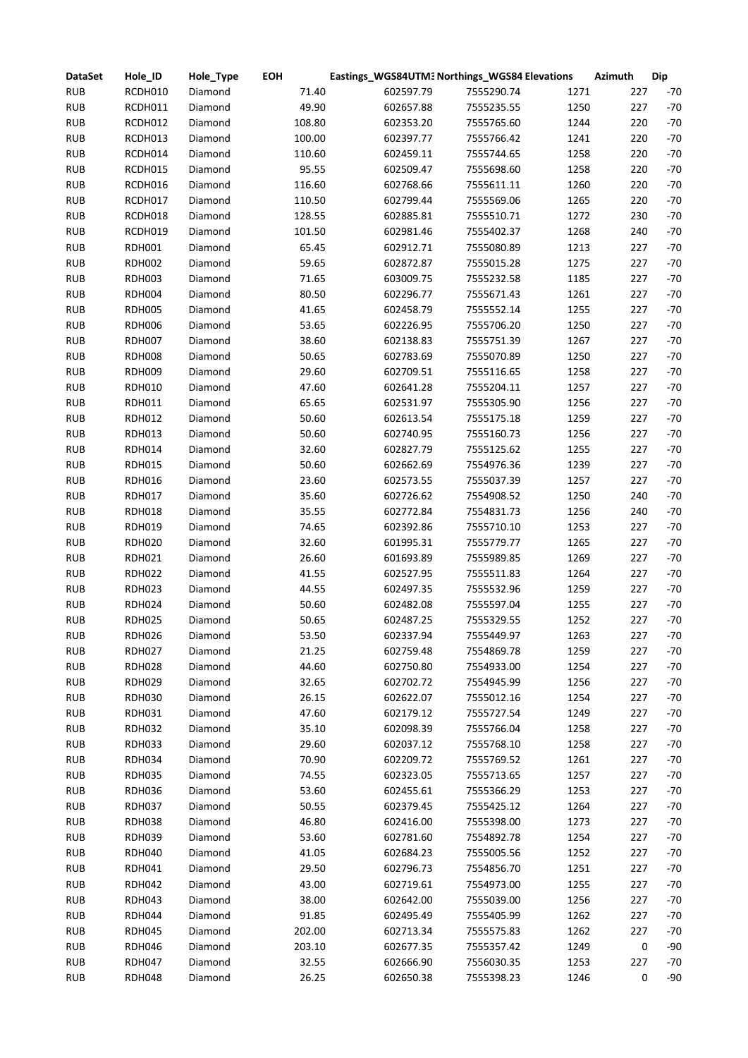| DataSet | Hole_ID | Hole_Type | EOH | Eastings_WGS84UTM3 | Northings_WGS84 | Elevations | Azimuth | Dip |
|---|---|---|---|---|---|---|---|---|
| RUB | RCDH010 | Diamond | 71.40 | 602597.79 | 7555290.74 | 1271 | 227 | -70 |
| RUB | RCDH011 | Diamond | 49.90 | 602657.88 | 7555235.55 | 1250 | 227 | -70 |
| RUB | RCDH012 | Diamond | 108.80 | 602353.20 | 7555765.60 | 1244 | 220 | -70 |
| RUB | RCDH013 | Diamond | 100.00 | 602397.77 | 7555766.42 | 1241 | 220 | -70 |
| RUB | RCDH014 | Diamond | 110.60 | 602459.11 | 7555744.65 | 1258 | 220 | -70 |
| RUB | RCDH015 | Diamond | 95.55 | 602509.47 | 7555698.60 | 1258 | 220 | -70 |
| RUB | RCDH016 | Diamond | 116.60 | 602768.66 | 7555611.11 | 1260 | 220 | -70 |
| RUB | RCDH017 | Diamond | 110.50 | 602799.44 | 7555569.06 | 1265 | 220 | -70 |
| RUB | RCDH018 | Diamond | 128.55 | 602885.81 | 7555510.71 | 1272 | 230 | -70 |
| RUB | RCDH019 | Diamond | 101.50 | 602981.46 | 7555402.37 | 1268 | 240 | -70 |
| RUB | RDH001 | Diamond | 65.45 | 602912.71 | 7555080.89 | 1213 | 227 | -70 |
| RUB | RDH002 | Diamond | 59.65 | 602872.87 | 7555015.28 | 1275 | 227 | -70 |
| RUB | RDH003 | Diamond | 71.65 | 603009.75 | 7555232.58 | 1185 | 227 | -70 |
| RUB | RDH004 | Diamond | 80.50 | 602296.77 | 7555671.43 | 1261 | 227 | -70 |
| RUB | RDH005 | Diamond | 41.65 | 602458.79 | 7555552.14 | 1255 | 227 | -70 |
| RUB | RDH006 | Diamond | 53.65 | 602226.95 | 7555706.20 | 1250 | 227 | -70 |
| RUB | RDH007 | Diamond | 38.60 | 602138.83 | 7555751.39 | 1267 | 227 | -70 |
| RUB | RDH008 | Diamond | 50.65 | 602783.69 | 7555070.89 | 1250 | 227 | -70 |
| RUB | RDH009 | Diamond | 29.60 | 602709.51 | 7555116.65 | 1258 | 227 | -70 |
| RUB | RDH010 | Diamond | 47.60 | 602641.28 | 7555204.11 | 1257 | 227 | -70 |
| RUB | RDH011 | Diamond | 65.65 | 602531.97 | 7555305.90 | 1256 | 227 | -70 |
| RUB | RDH012 | Diamond | 50.60 | 602613.54 | 7555175.18 | 1259 | 227 | -70 |
| RUB | RDH013 | Diamond | 50.60 | 602740.95 | 7555160.73 | 1256 | 227 | -70 |
| RUB | RDH014 | Diamond | 32.60 | 602827.79 | 7555125.62 | 1255 | 227 | -70 |
| RUB | RDH015 | Diamond | 50.60 | 602662.69 | 7554976.36 | 1239 | 227 | -70 |
| RUB | RDH016 | Diamond | 23.60 | 602573.55 | 7555037.39 | 1257 | 227 | -70 |
| RUB | RDH017 | Diamond | 35.60 | 602726.62 | 7554908.52 | 1250 | 240 | -70 |
| RUB | RDH018 | Diamond | 35.55 | 602772.84 | 7554831.73 | 1256 | 240 | -70 |
| RUB | RDH019 | Diamond | 74.65 | 602392.86 | 7555710.10 | 1253 | 227 | -70 |
| RUB | RDH020 | Diamond | 32.60 | 601995.31 | 7555779.77 | 1265 | 227 | -70 |
| RUB | RDH021 | Diamond | 26.60 | 601693.89 | 7555989.85 | 1269 | 227 | -70 |
| RUB | RDH022 | Diamond | 41.55 | 602527.95 | 7555511.83 | 1264 | 227 | -70 |
| RUB | RDH023 | Diamond | 44.55 | 602497.35 | 7555532.96 | 1259 | 227 | -70 |
| RUB | RDH024 | Diamond | 50.60 | 602482.08 | 7555597.04 | 1255 | 227 | -70 |
| RUB | RDH025 | Diamond | 50.65 | 602487.25 | 7555329.55 | 1252 | 227 | -70 |
| RUB | RDH026 | Diamond | 53.50 | 602337.94 | 7555449.97 | 1263 | 227 | -70 |
| RUB | RDH027 | Diamond | 21.25 | 602759.48 | 7554869.78 | 1259 | 227 | -70 |
| RUB | RDH028 | Diamond | 44.60 | 602750.80 | 7554933.00 | 1254 | 227 | -70 |
| RUB | RDH029 | Diamond | 32.65 | 602702.72 | 7554945.99 | 1256 | 227 | -70 |
| RUB | RDH030 | Diamond | 26.15 | 602622.07 | 7555012.16 | 1254 | 227 | -70 |
| RUB | RDH031 | Diamond | 47.60 | 602179.12 | 7555727.54 | 1249 | 227 | -70 |
| RUB | RDH032 | Diamond | 35.10 | 602098.39 | 7555766.04 | 1258 | 227 | -70 |
| RUB | RDH033 | Diamond | 29.60 | 602037.12 | 7555768.10 | 1258 | 227 | -70 |
| RUB | RDH034 | Diamond | 70.90 | 602209.72 | 7555769.52 | 1261 | 227 | -70 |
| RUB | RDH035 | Diamond | 74.55 | 602323.05 | 7555713.65 | 1257 | 227 | -70 |
| RUB | RDH036 | Diamond | 53.60 | 602455.61 | 7555366.29 | 1253 | 227 | -70 |
| RUB | RDH037 | Diamond | 50.55 | 602379.45 | 7555425.12 | 1264 | 227 | -70 |
| RUB | RDH038 | Diamond | 46.80 | 602416.00 | 7555398.00 | 1273 | 227 | -70 |
| RUB | RDH039 | Diamond | 53.60 | 602781.60 | 7554892.78 | 1254 | 227 | -70 |
| RUB | RDH040 | Diamond | 41.05 | 602684.23 | 7555005.56 | 1252 | 227 | -70 |
| RUB | RDH041 | Diamond | 29.50 | 602796.73 | 7554856.70 | 1251 | 227 | -70 |
| RUB | RDH042 | Diamond | 43.00 | 602719.61 | 7554973.00 | 1255 | 227 | -70 |
| RUB | RDH043 | Diamond | 38.00 | 602642.00 | 7555039.00 | 1256 | 227 | -70 |
| RUB | RDH044 | Diamond | 91.85 | 602495.49 | 7555405.99 | 1262 | 227 | -70 |
| RUB | RDH045 | Diamond | 202.00 | 602713.34 | 7555575.83 | 1262 | 227 | -70 |
| RUB | RDH046 | Diamond | 203.10 | 602677.35 | 7555357.42 | 1249 | 0 | -90 |
| RUB | RDH047 | Diamond | 32.55 | 602666.90 | 7556030.35 | 1253 | 227 | -70 |
| RUB | RDH048 | Diamond | 26.25 | 602650.38 | 7555398.23 | 1246 | 0 | -90 |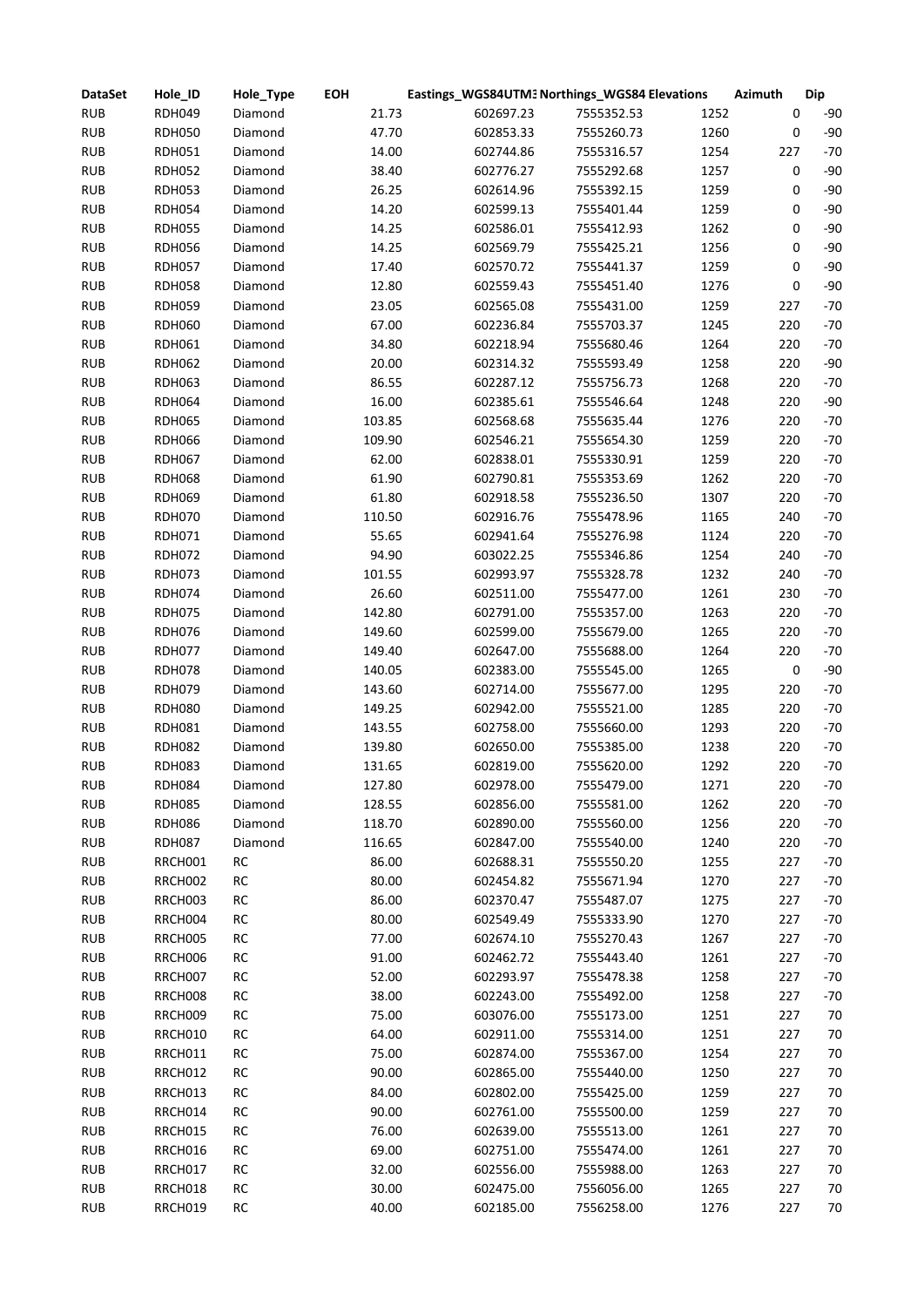| DataSet | Hole_ID | Hole_Type | EOH | Eastings_WGS84UTM3 | Northings_WGS84 | Elevations | Azimuth | Dip |
|---|---|---|---|---|---|---|---|---|
| RUB | RDH049 | Diamond | 21.73 | 602697.23 | 7555352.53 | 1252 | 0 | -90 |
| RUB | RDH050 | Diamond | 47.70 | 602853.33 | 7555260.73 | 1260 | 0 | -90 |
| RUB | RDH051 | Diamond | 14.00 | 602744.86 | 7555316.57 | 1254 | 227 | -70 |
| RUB | RDH052 | Diamond | 38.40 | 602776.27 | 7555292.68 | 1257 | 0 | -90 |
| RUB | RDH053 | Diamond | 26.25 | 602614.96 | 7555392.15 | 1259 | 0 | -90 |
| RUB | RDH054 | Diamond | 14.20 | 602599.13 | 7555401.44 | 1259 | 0 | -90 |
| RUB | RDH055 | Diamond | 14.25 | 602586.01 | 7555412.93 | 1262 | 0 | -90 |
| RUB | RDH056 | Diamond | 14.25 | 602569.79 | 7555425.21 | 1256 | 0 | -90 |
| RUB | RDH057 | Diamond | 17.40 | 602570.72 | 7555441.37 | 1259 | 0 | -90 |
| RUB | RDH058 | Diamond | 12.80 | 602559.43 | 7555451.40 | 1276 | 0 | -90 |
| RUB | RDH059 | Diamond | 23.05 | 602565.08 | 7555431.00 | 1259 | 227 | -70 |
| RUB | RDH060 | Diamond | 67.00 | 602236.84 | 7555703.37 | 1245 | 220 | -70 |
| RUB | RDH061 | Diamond | 34.80 | 602218.94 | 7555680.46 | 1264 | 220 | -70 |
| RUB | RDH062 | Diamond | 20.00 | 602314.32 | 7555593.49 | 1258 | 220 | -90 |
| RUB | RDH063 | Diamond | 86.55 | 602287.12 | 7555756.73 | 1268 | 220 | -70 |
| RUB | RDH064 | Diamond | 16.00 | 602385.61 | 7555546.64 | 1248 | 220 | -90 |
| RUB | RDH065 | Diamond | 103.85 | 602568.68 | 7555635.44 | 1276 | 220 | -70 |
| RUB | RDH066 | Diamond | 109.90 | 602546.21 | 7555654.30 | 1259 | 220 | -70 |
| RUB | RDH067 | Diamond | 62.00 | 602838.01 | 7555330.91 | 1259 | 220 | -70 |
| RUB | RDH068 | Diamond | 61.90 | 602790.81 | 7555353.69 | 1262 | 220 | -70 |
| RUB | RDH069 | Diamond | 61.80 | 602918.58 | 7555236.50 | 1307 | 220 | -70 |
| RUB | RDH070 | Diamond | 110.50 | 602916.76 | 7555478.96 | 1165 | 240 | -70 |
| RUB | RDH071 | Diamond | 55.65 | 602941.64 | 7555276.98 | 1124 | 220 | -70 |
| RUB | RDH072 | Diamond | 94.90 | 603022.25 | 7555346.86 | 1254 | 240 | -70 |
| RUB | RDH073 | Diamond | 101.55 | 602993.97 | 7555328.78 | 1232 | 240 | -70 |
| RUB | RDH074 | Diamond | 26.60 | 602511.00 | 7555477.00 | 1261 | 230 | -70 |
| RUB | RDH075 | Diamond | 142.80 | 602791.00 | 7555357.00 | 1263 | 220 | -70 |
| RUB | RDH076 | Diamond | 149.60 | 602599.00 | 7555679.00 | 1265 | 220 | -70 |
| RUB | RDH077 | Diamond | 149.40 | 602647.00 | 7555688.00 | 1264 | 220 | -70 |
| RUB | RDH078 | Diamond | 140.05 | 602383.00 | 7555545.00 | 1265 | 0 | -90 |
| RUB | RDH079 | Diamond | 143.60 | 602714.00 | 7555677.00 | 1295 | 220 | -70 |
| RUB | RDH080 | Diamond | 149.25 | 602942.00 | 7555521.00 | 1285 | 220 | -70 |
| RUB | RDH081 | Diamond | 143.55 | 602758.00 | 7555660.00 | 1293 | 220 | -70 |
| RUB | RDH082 | Diamond | 139.80 | 602650.00 | 7555385.00 | 1238 | 220 | -70 |
| RUB | RDH083 | Diamond | 131.65 | 602819.00 | 7555620.00 | 1292 | 220 | -70 |
| RUB | RDH084 | Diamond | 127.80 | 602978.00 | 7555479.00 | 1271 | 220 | -70 |
| RUB | RDH085 | Diamond | 128.55 | 602856.00 | 7555581.00 | 1262 | 220 | -70 |
| RUB | RDH086 | Diamond | 118.70 | 602890.00 | 7555560.00 | 1256 | 220 | -70 |
| RUB | RDH087 | Diamond | 116.65 | 602847.00 | 7555540.00 | 1240 | 220 | -70 |
| RUB | RRCH001 | RC | 86.00 | 602688.31 | 7555550.20 | 1255 | 227 | -70 |
| RUB | RRCH002 | RC | 80.00 | 602454.82 | 7555671.94 | 1270 | 227 | -70 |
| RUB | RRCH003 | RC | 86.00 | 602370.47 | 7555487.07 | 1275 | 227 | -70 |
| RUB | RRCH004 | RC | 80.00 | 602549.49 | 7555333.90 | 1270 | 227 | -70 |
| RUB | RRCH005 | RC | 77.00 | 602674.10 | 7555270.43 | 1267 | 227 | -70 |
| RUB | RRCH006 | RC | 91.00 | 602462.72 | 7555443.40 | 1261 | 227 | -70 |
| RUB | RRCH007 | RC | 52.00 | 602293.97 | 7555478.38 | 1258 | 227 | -70 |
| RUB | RRCH008 | RC | 38.00 | 602243.00 | 7555492.00 | 1258 | 227 | -70 |
| RUB | RRCH009 | RC | 75.00 | 603076.00 | 7555173.00 | 1251 | 227 | 70 |
| RUB | RRCH010 | RC | 64.00 | 602911.00 | 7555314.00 | 1251 | 227 | 70 |
| RUB | RRCH011 | RC | 75.00 | 602874.00 | 7555367.00 | 1254 | 227 | 70 |
| RUB | RRCH012 | RC | 90.00 | 602865.00 | 7555440.00 | 1250 | 227 | 70 |
| RUB | RRCH013 | RC | 84.00 | 602802.00 | 7555425.00 | 1259 | 227 | 70 |
| RUB | RRCH014 | RC | 90.00 | 602761.00 | 7555500.00 | 1259 | 227 | 70 |
| RUB | RRCH015 | RC | 76.00 | 602639.00 | 7555513.00 | 1261 | 227 | 70 |
| RUB | RRCH016 | RC | 69.00 | 602751.00 | 7555474.00 | 1261 | 227 | 70 |
| RUB | RRCH017 | RC | 32.00 | 602556.00 | 7555988.00 | 1263 | 227 | 70 |
| RUB | RRCH018 | RC | 30.00 | 602475.00 | 7556056.00 | 1265 | 227 | 70 |
| RUB | RRCH019 | RC | 40.00 | 602185.00 | 7556258.00 | 1276 | 227 | 70 |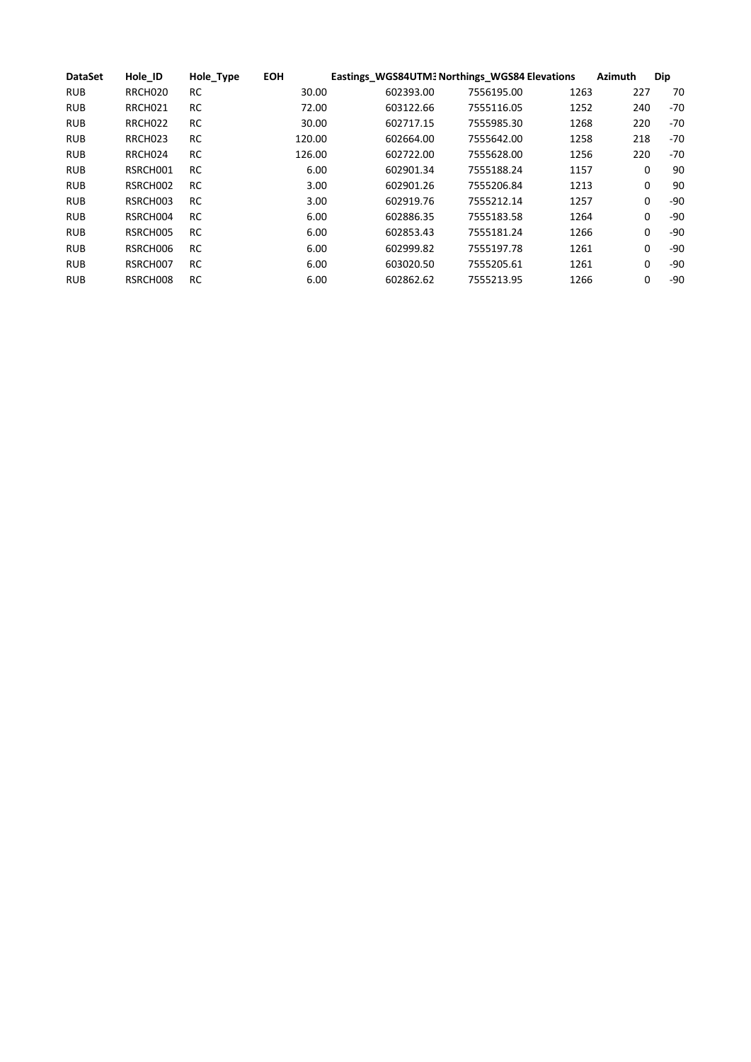| DataSet | Hole_ID | Hole_Type | EOH | Eastings_WGS84UTM3 | Northings_WGS84 | Elevations | Azimuth | Dip |
|---|---|---|---|---|---|---|---|---|
| RUB | RRCH020 | RC | 30.00 | 602393.00 | 7556195.00 | 1263 | 227 | 70 |
| RUB | RRCH021 | RC | 72.00 | 603122.66 | 7555116.05 | 1252 | 240 | -70 |
| RUB | RRCH022 | RC | 30.00 | 602717.15 | 7555985.30 | 1268 | 220 | -70 |
| RUB | RRCH023 | RC | 120.00 | 602664.00 | 7555642.00 | 1258 | 218 | -70 |
| RUB | RRCH024 | RC | 126.00 | 602722.00 | 7555628.00 | 1256 | 220 | -70 |
| RUB | RSRCH001 | RC | 6.00 | 602901.34 | 7555188.24 | 1157 | 0 | 90 |
| RUB | RSRCH002 | RC | 3.00 | 602901.26 | 7555206.84 | 1213 | 0 | 90 |
| RUB | RSRCH003 | RC | 3.00 | 602919.76 | 7555212.14 | 1257 | 0 | -90 |
| RUB | RSRCH004 | RC | 6.00 | 602886.35 | 7555183.58 | 1264 | 0 | -90 |
| RUB | RSRCH005 | RC | 6.00 | 602853.43 | 7555181.24 | 1266 | 0 | -90 |
| RUB | RSRCH006 | RC | 6.00 | 602999.82 | 7555197.78 | 1261 | 0 | -90 |
| RUB | RSRCH007 | RC | 6.00 | 603020.50 | 7555205.61 | 1261 | 0 | -90 |
| RUB | RSRCH008 | RC | 6.00 | 602862.62 | 7555213.95 | 1266 | 0 | -90 |